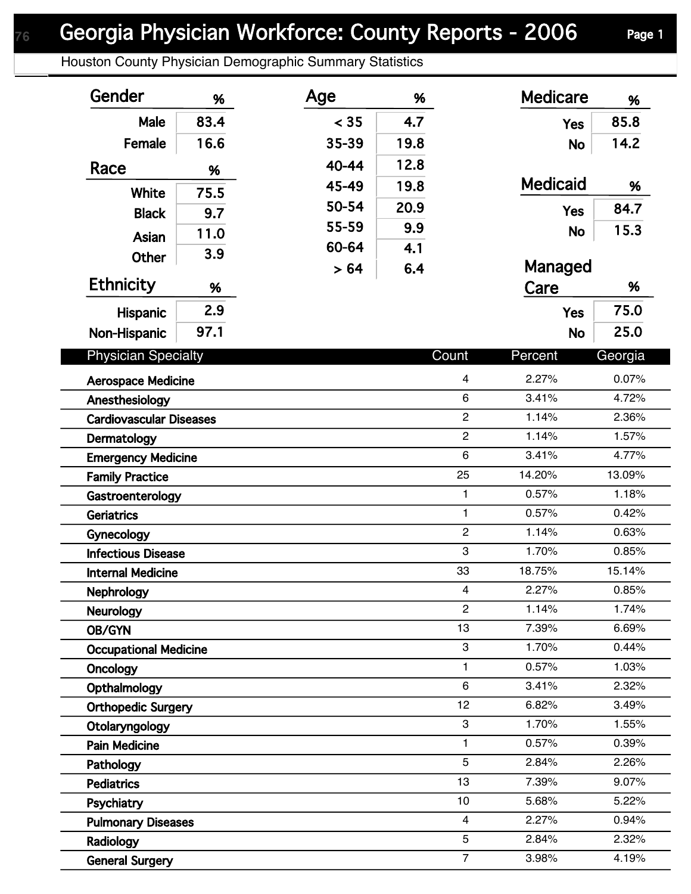# Georgia Physician Workforce: County Reports - 2006

Houston County Physician Demographic Summary Statistics

| Gender | % |
|---|---|
| Male | 83.4 |
| Female | 16.6 |

| Race | % |
|---|---|
| White | 75.5 |
| Black | 9.7 |
| Asian | 11.0 |
| Other | 3.9 |

| Ethnicity | % |
|---|---|
| Hispanic | 2.9 |
| Non-Hispanic | 97.1 |

| Age | % |
|---|---|
| < 35 | 4.7 |
| 35-39 | 19.8 |
| 40-44 | 12.8 |
| 45-49 | 19.8 |
| 50-54 | 20.9 |
| 55-59 | 9.9 |
| 60-64 | 4.1 |
| > 64 | 6.4 |

| Medicare | % |
|---|---|
| Yes | 85.8 |
| No | 14.2 |

| Medicaid | % |
|---|---|
| Yes | 84.7 |
| No | 15.3 |

| Managed Care | % |
|---|---|
| Yes | 75.0 |
| No | 25.0 |

| Physician Specialty | Count | Percent | Georgia |
|---|---|---|---|
| Aerospace Medicine | 4 | 2.27% | 0.07% |
| Anesthesiology | 6 | 3.41% | 4.72% |
| Cardiovascular Diseases | 2 | 1.14% | 2.36% |
| Dermatology | 2 | 1.14% | 1.57% |
| Emergency Medicine | 6 | 3.41% | 4.77% |
| Family Practice | 25 | 14.20% | 13.09% |
| Gastroenterology | 1 | 0.57% | 1.18% |
| Geriatrics | 1 | 0.57% | 0.42% |
| Gynecology | 2 | 1.14% | 0.63% |
| Infectious Disease | 3 | 1.70% | 0.85% |
| Internal Medicine | 33 | 18.75% | 15.14% |
| Nephrology | 4 | 2.27% | 0.85% |
| Neurology | 2 | 1.14% | 1.74% |
| OB/GYN | 13 | 7.39% | 6.69% |
| Occupational Medicine | 3 | 1.70% | 0.44% |
| Oncology | 1 | 0.57% | 1.03% |
| Opthalmology | 6 | 3.41% | 2.32% |
| Orthopedic Surgery | 12 | 6.82% | 3.49% |
| Otolaryngology | 3 | 1.70% | 1.55% |
| Pain Medicine | 1 | 0.57% | 0.39% |
| Pathology | 5 | 2.84% | 2.26% |
| Pediatrics | 13 | 7.39% | 9.07% |
| Psychiatry | 10 | 5.68% | 5.22% |
| Pulmonary Diseases | 4 | 2.27% | 0.94% |
| Radiology | 5 | 2.84% | 2.32% |
| General Surgery | 7 | 3.98% | 4.19% |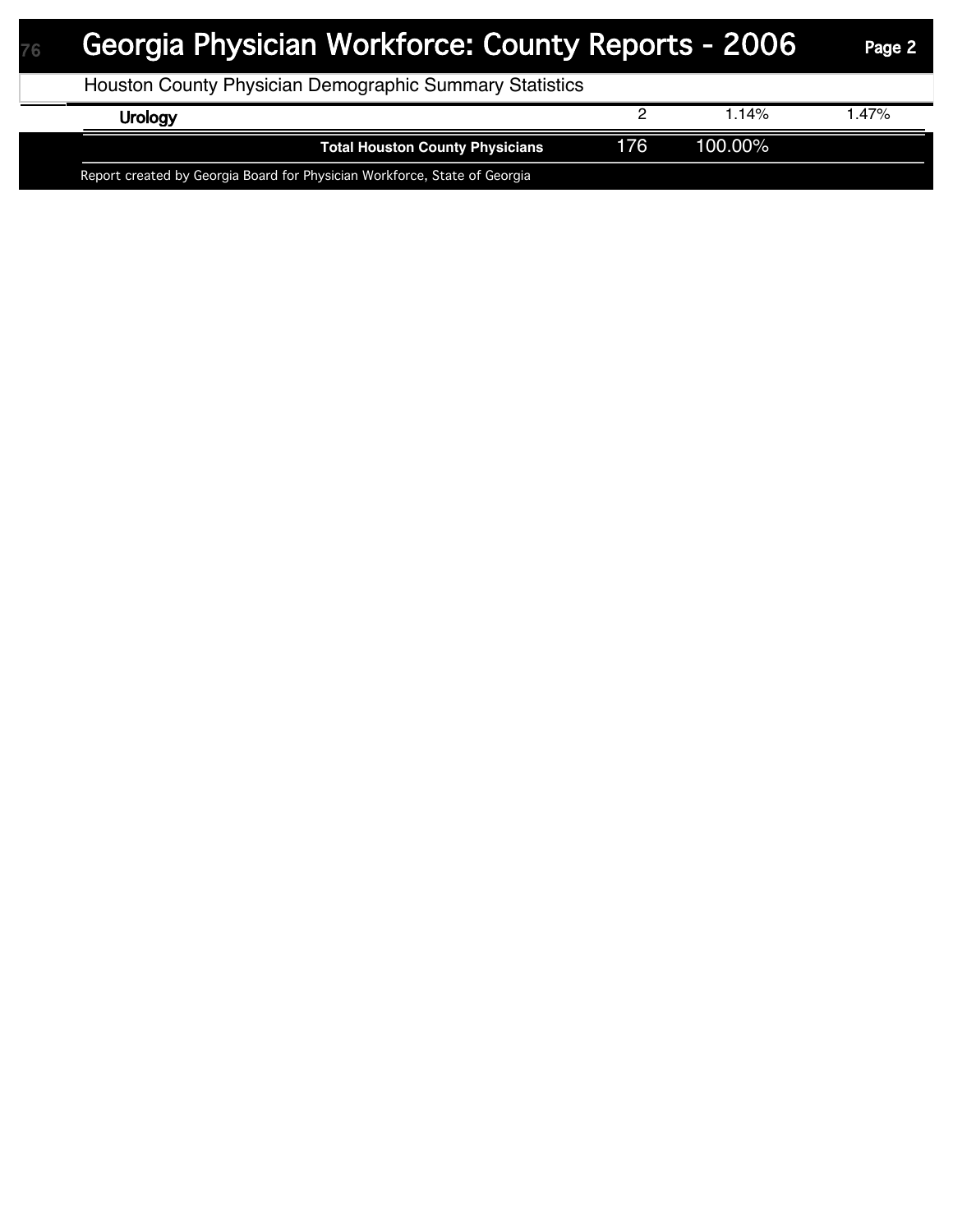## Houston County Physician Demographic Summary Statistics

| | | | |
|---|---|---|---|
| **Urology** | 2 | 1.14% | 1.47% |
| **Total Houston County Physicians** | 176 | 100.00% | |

Report created by Georgia Board for Physician Workforce, State of Georgia